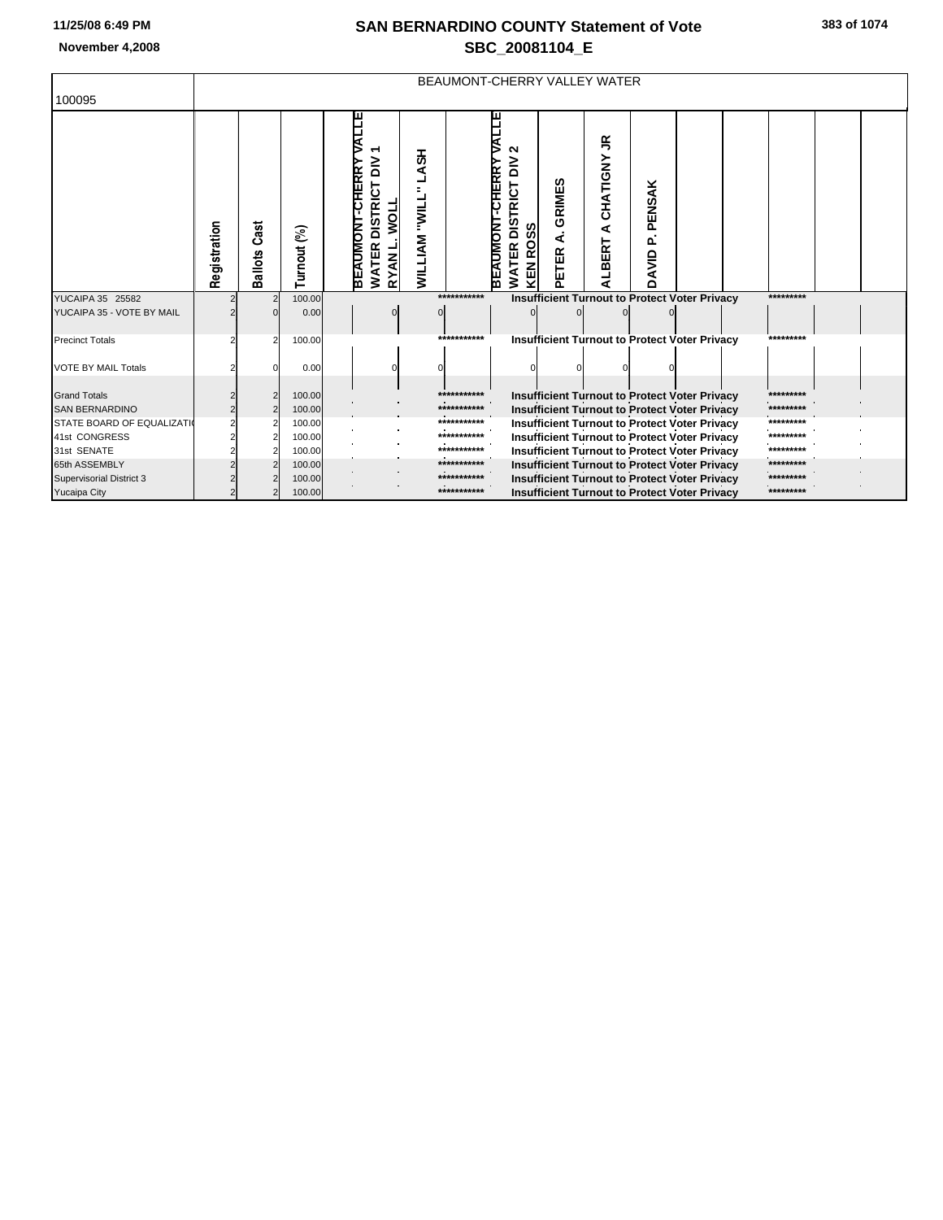# SAN BERNARDINO COUNTY Statement of Vote

## SBC_20081104_E

November 4,2008

11/25/08 6:49 PM

| 100095 | BEAUMONT-CHERRY VALLEY WATER | | | | | | | | | | | | | | |
|---|---|---|---|---|---|---|---|---|---|---|---|---|---|---|---|
| | Registration | Ballots Cast | Turnout (%) | BEAUMONT-CHERRY VALLE WATER DISTRICT DIV 1 RYAN L. WOLL | WILLIAM "WILL" LASH | | BEAUMONT-CHERRY VALLE WATER DISTRICT DIV 2 KEN ROSS | PETER A. GRIMES | ALBERT A CHATIGNY JR | DAVID P. PENSAK | | | | | |
| YUCAIPA 35 25582 | 2 | 2 | 100.00 | | | *********** | Insufficient Turnout to Protect Voter Privacy | | | | | | ********* | | |
| YUCAIPA 35 - VOTE BY MAIL | 2 | 0 | 0.00 | 0 | 0 | | 0 | 0 | 0 | 0 | | | | | |
| Precinct Totals | 2 | 2 | 100.00 | | | *********** | Insufficient Turnout to Protect Voter Privacy | | | | | | ********* | | |
| VOTE BY MAIL Totals | 2 | 0 | 0.00 | 0 | 0 | | 0 | 0 | 0 | 0 | | | | | |
| Grand Totals | 2 | 2 | 100.00 | | | *********** | Insufficient Turnout to Protect Voter Privacy | | | | | | ********* | | |
| SAN BERNARDINO | 2 | 2 | 100.00 | | | *********** | Insufficient Turnout to Protect Voter Privacy | | | | | | ********* | | |
| STATE BOARD OF EQUALIZATI | 2 | 2 | 100.00 | | | *********** | Insufficient Turnout to Protect Voter Privacy | | | | | | ********* | | |
| 41st CONGRESS | 2 | 2 | 100.00 | | | *********** | Insufficient Turnout to Protect Voter Privacy | | | | | | ********* | | |
| 31st SENATE | 2 | 2 | 100.00 | | | *********** | Insufficient Turnout to Protect Voter Privacy | | | | | | ********* | | |
| 65th ASSEMBLY | 2 | 2 | 100.00 | | | *********** | Insufficient Turnout to Protect Voter Privacy | | | | | | ********* | | |
| Supervisorial District 3 | 2 | 2 | 100.00 | | | *********** | Insufficient Turnout to Protect Voter Privacy | | | | | | ********* | | |
| Yucaipa City | 2 | 2 | 100.00 | | | *********** | Insufficient Turnout to Protect Voter Privacy | | | | | | ********* | | |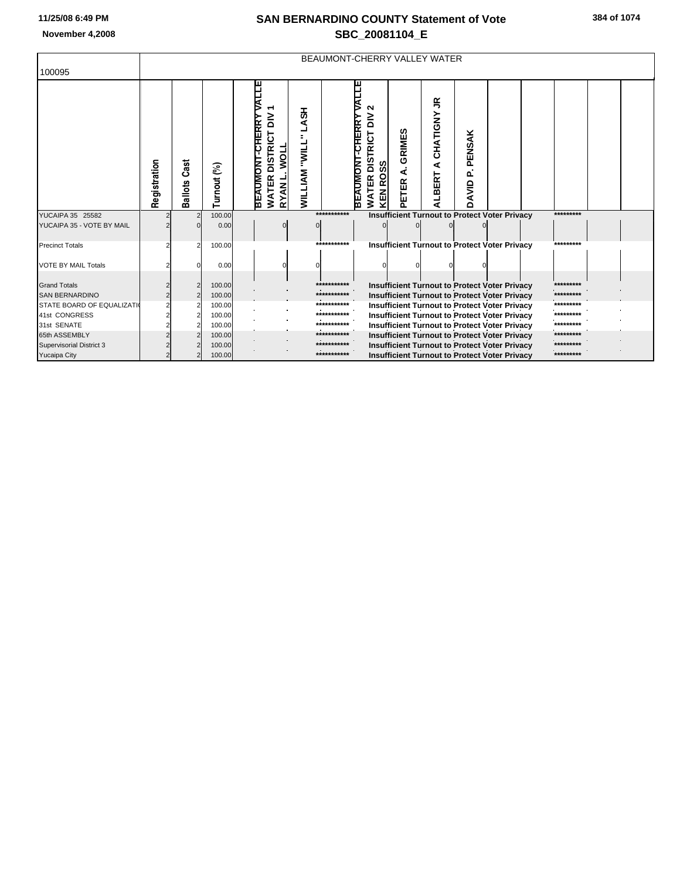# SAN BERNARDINO COUNTY Statement of Vote

## SBC_20081104_E

November 4,2008

| 100095 | Registration | Ballots Cast | Turnout (%) | | BEAUMONT-CHERRY VALLE WATER DISTRICT DIV 1 RYAN L. WOLL | WILLIAM "WILL" LASH | | BEAUMONT-CHERRY VALLE WATER DISTRICT DIV 2 KEN ROSS | PETER A. GRIMES | ALBERT A CHATIGNY JR | DAVID P. PENSAK | | | | | |
|---|---|---|---|---|---|---|---|---|---|---|---|---|---|---|---|---|
| | | | | | | | | | | | | | | | | |
| YUCAIPA 35 25582 | 2 | 2 | 100.00 | | | | *********** | Insufficient Turnout to Protect Voter Privacy | | | | | | ********* | | |
| YUCAIPA 35 - VOTE BY MAIL | 2 | 0 | 0.00 | | 0 | 0 | | 0 | 0 | 0 | 0 | | | | | |
| Precinct Totals | 2 | 2 | 100.00 | | | | *********** | Insufficient Turnout to Protect Voter Privacy | | | | | | ********* | | |
| VOTE BY MAIL Totals | 2 | 0 | 0.00 | | 0 | 0 | | 0 | 0 | 0 | 0 | | | | | |
| Grand Totals | 2 | 2 | 100.00 | | | | *********** | Insufficient Turnout to Protect Voter Privacy | | | | | | ********* | | |
| SAN BERNARDINO | 2 | 2 | 100.00 | | | | *********** | Insufficient Turnout to Protect Voter Privacy | | | | | | ********* | | |
| STATE BOARD OF EQUALIZATI | 2 | 2 | 100.00 | | | | *********** | Insufficient Turnout to Protect Voter Privacy | | | | | | ********* | | |
| 41st CONGRESS | 2 | 2 | 100.00 | | | | *********** | Insufficient Turnout to Protect Voter Privacy | | | | | | ********* | | |
| 31st SENATE | 2 | 2 | 100.00 | | | | *********** | Insufficient Turnout to Protect Voter Privacy | | | | | | ********* | | |
| 65th ASSEMBLY | 2 | 2 | 100.00 | | | | *********** | Insufficient Turnout to Protect Voter Privacy | | | | | | ********* | | |
| Supervisorial District 3 | 2 | 2 | 100.00 | | | | *********** | Insufficient Turnout to Protect Voter Privacy | | | | | | ********* | | |
| Yucaipa City | 2 | 2 | 100.00 | | | | *********** | Insufficient Turnout to Protect Voter Privacy | | | | | | ********* | | |